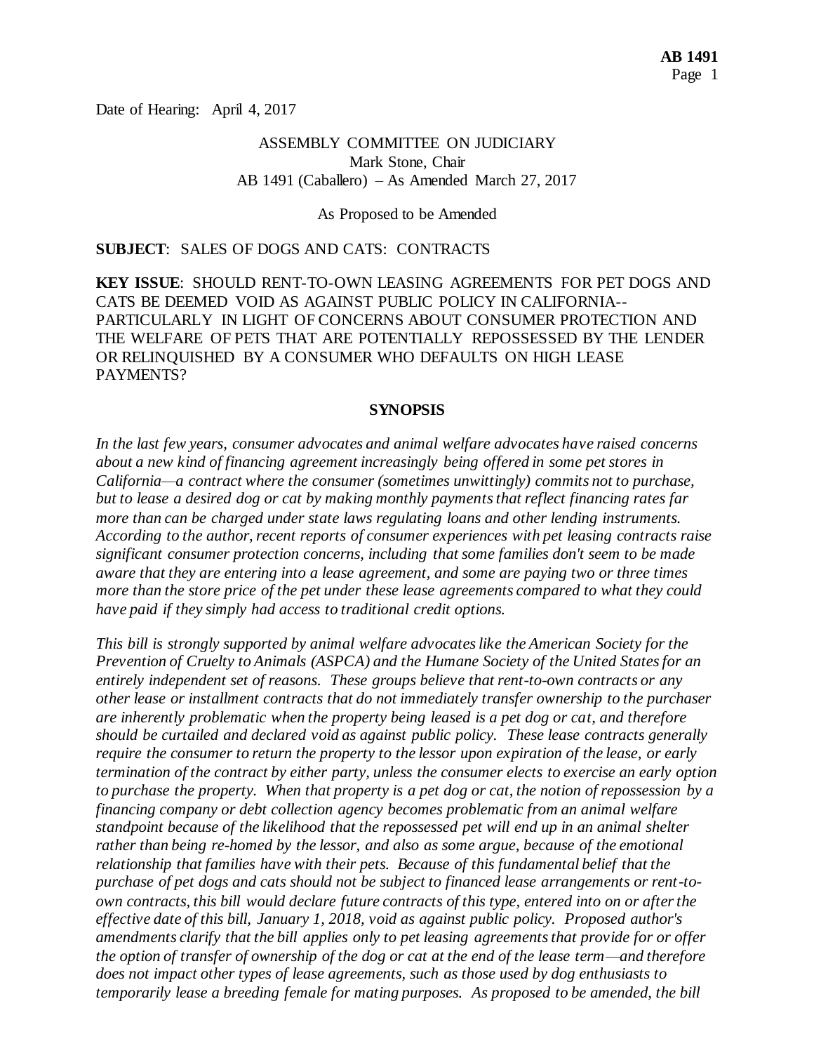Date of Hearing: April 4, 2017

ASSEMBLY COMMITTEE ON JUDICIARY
Mark Stone, Chair
AB 1491 (Caballero) – As Amended March 27, 2017

As Proposed to be Amended

**SUBJECT**: SALES OF DOGS AND CATS: CONTRACTS

**KEY ISSUE**: SHOULD RENT-TO-OWN LEASING AGREEMENTS FOR PET DOGS AND CATS BE DEEMED VOID AS AGAINST PUBLIC POLICY IN CALIFORNIA--PARTICULARLY IN LIGHT OF CONCERNS ABOUT CONSUMER PROTECTION AND THE WELFARE OF PETS THAT ARE POTENTIALLY REPOSSESSED BY THE LENDER OR RELINQUISHED BY A CONSUMER WHO DEFAULTS ON HIGH LEASE PAYMENTS?

## SYNOPSIS

*In the last few years, consumer advocates and animal welfare advocates have raised concerns about a new kind of financing agreement increasingly being offered in some pet stores in California—a contract where the consumer (sometimes unwittingly) commits not to purchase, but to lease a desired dog or cat by making monthly payments that reflect financing rates far more than can be charged under state laws regulating loans and other lending instruments. According to the author, recent reports of consumer experiences with pet leasing contracts raise significant consumer protection concerns, including that some families don't seem to be made aware that they are entering into a lease agreement, and some are paying two or three times more than the store price of the pet under these lease agreements compared to what they could have paid if they simply had access to traditional credit options.*

*This bill is strongly supported by animal welfare advocates like the American Society for the Prevention of Cruelty to Animals (ASPCA) and the Humane Society of the United States for an entirely independent set of reasons. These groups believe that rent-to-own contracts or any other lease or installment contracts that do not immediately transfer ownership to the purchaser are inherently problematic when the property being leased is a pet dog or cat, and therefore should be curtailed and declared void as against public policy. These lease contracts generally require the consumer to return the property to the lessor upon expiration of the lease, or early termination of the contract by either party, unless the consumer elects to exercise an early option to purchase the property. When that property is a pet dog or cat, the notion of repossession by a financing company or debt collection agency becomes problematic from an animal welfare standpoint because of the likelihood that the repossessed pet will end up in an animal shelter rather than being re-homed by the lessor, and also as some argue, because of the emotional relationship that families have with their pets. Because of this fundamental belief that the purchase of pet dogs and cats should not be subject to financed lease arrangements or rent-to-own contracts, this bill would declare future contracts of this type, entered into on or after the effective date of this bill, January 1, 2018, void as against public policy. Proposed author's amendments clarify that the bill applies only to pet leasing agreements that provide for or offer the option of transfer of ownership of the dog or cat at the end of the lease term—and therefore does not impact other types of lease agreements, such as those used by dog enthusiasts to temporarily lease a breeding female for mating purposes. As proposed to be amended, the bill*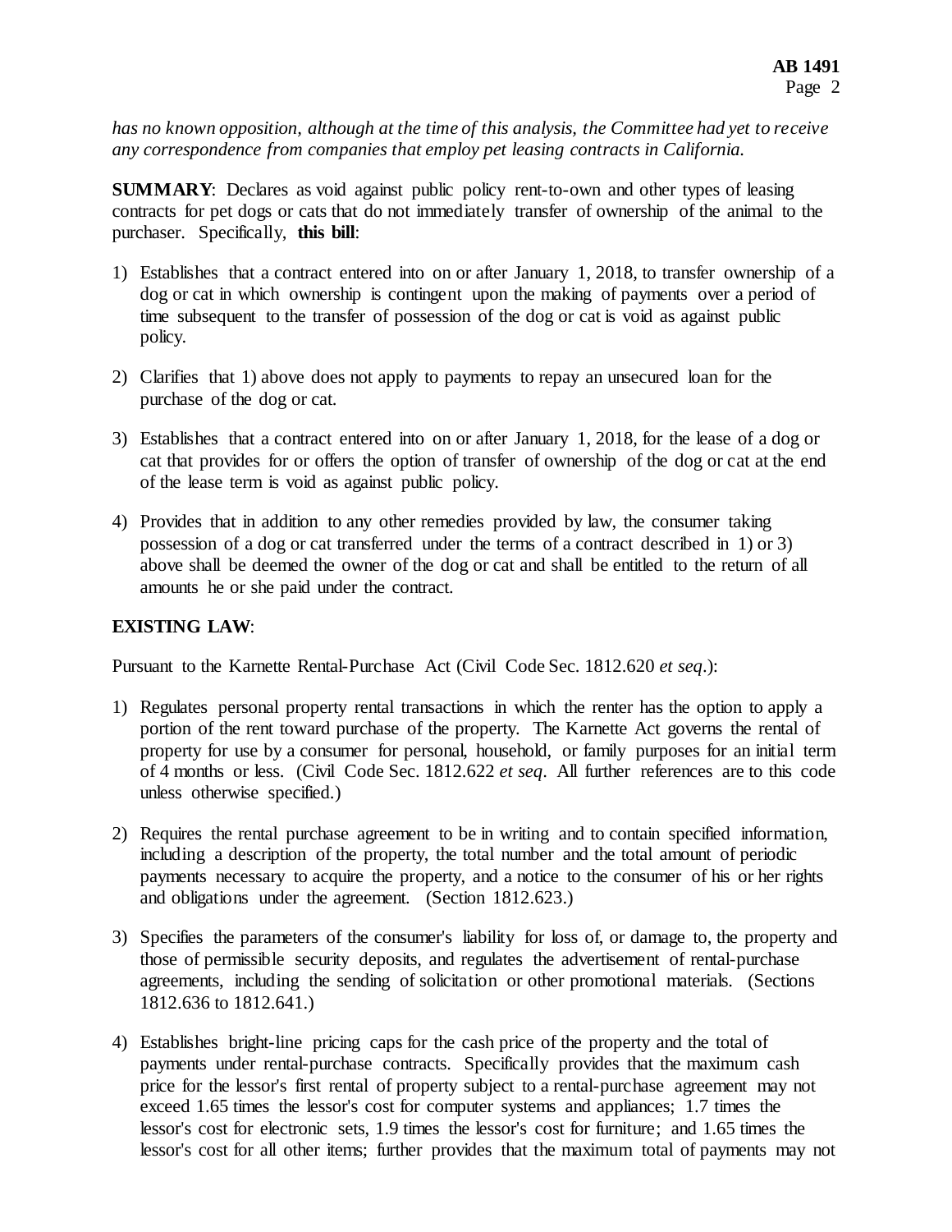*has no known opposition, although at the time of this analysis, the Committee had yet to receive any correspondence from companies that employ pet leasing contracts in California.*

**SUMMARY**: Declares as void against public policy rent-to-own and other types of leasing contracts for pet dogs or cats that do not immediately transfer of ownership of the animal to the purchaser. Specifically, **this bill**:

1) Establishes that a contract entered into on or after January 1, 2018, to transfer ownership of a dog or cat in which ownership is contingent upon the making of payments over a period of time subsequent to the transfer of possession of the dog or cat is void as against public policy.

2) Clarifies that 1) above does not apply to payments to repay an unsecured loan for the purchase of the dog or cat.

3) Establishes that a contract entered into on or after January 1, 2018, for the lease of a dog or cat that provides for or offers the option of transfer of ownership of the dog or cat at the end of the lease term is void as against public policy.

4) Provides that in addition to any other remedies provided by law, the consumer taking possession of a dog or cat transferred under the terms of a contract described in 1) or 3) above shall be deemed the owner of the dog or cat and shall be entitled to the return of all amounts he or she paid under the contract.

**EXISTING LAW**:

Pursuant to the Karnette Rental-Purchase Act (Civil Code Sec. 1812.620 *et seq.*):

1) Regulates personal property rental transactions in which the renter has the option to apply a portion of the rent toward purchase of the property. The Karnette Act governs the rental of property for use by a consumer for personal, household, or family purposes for an initial term of 4 months or less. (Civil Code Sec. 1812.622 *et seq*. All further references are to this code unless otherwise specified.)

2) Requires the rental purchase agreement to be in writing and to contain specified information, including a description of the property, the total number and the total amount of periodic payments necessary to acquire the property, and a notice to the consumer of his or her rights and obligations under the agreement. (Section 1812.623.)

3) Specifies the parameters of the consumer's liability for loss of, or damage to, the property and those of permissible security deposits, and regulates the advertisement of rental-purchase agreements, including the sending of solicitation or other promotional materials. (Sections 1812.636 to 1812.641.)

4) Establishes bright-line pricing caps for the cash price of the property and the total of payments under rental-purchase contracts. Specifically provides that the maximum cash price for the lessor's first rental of property subject to a rental-purchase agreement may not exceed 1.65 times the lessor's cost for computer systems and appliances; 1.7 times the lessor's cost for electronic sets, 1.9 times the lessor's cost for furniture; and 1.65 times the lessor's cost for all other items; further provides that the maximum total of payments may not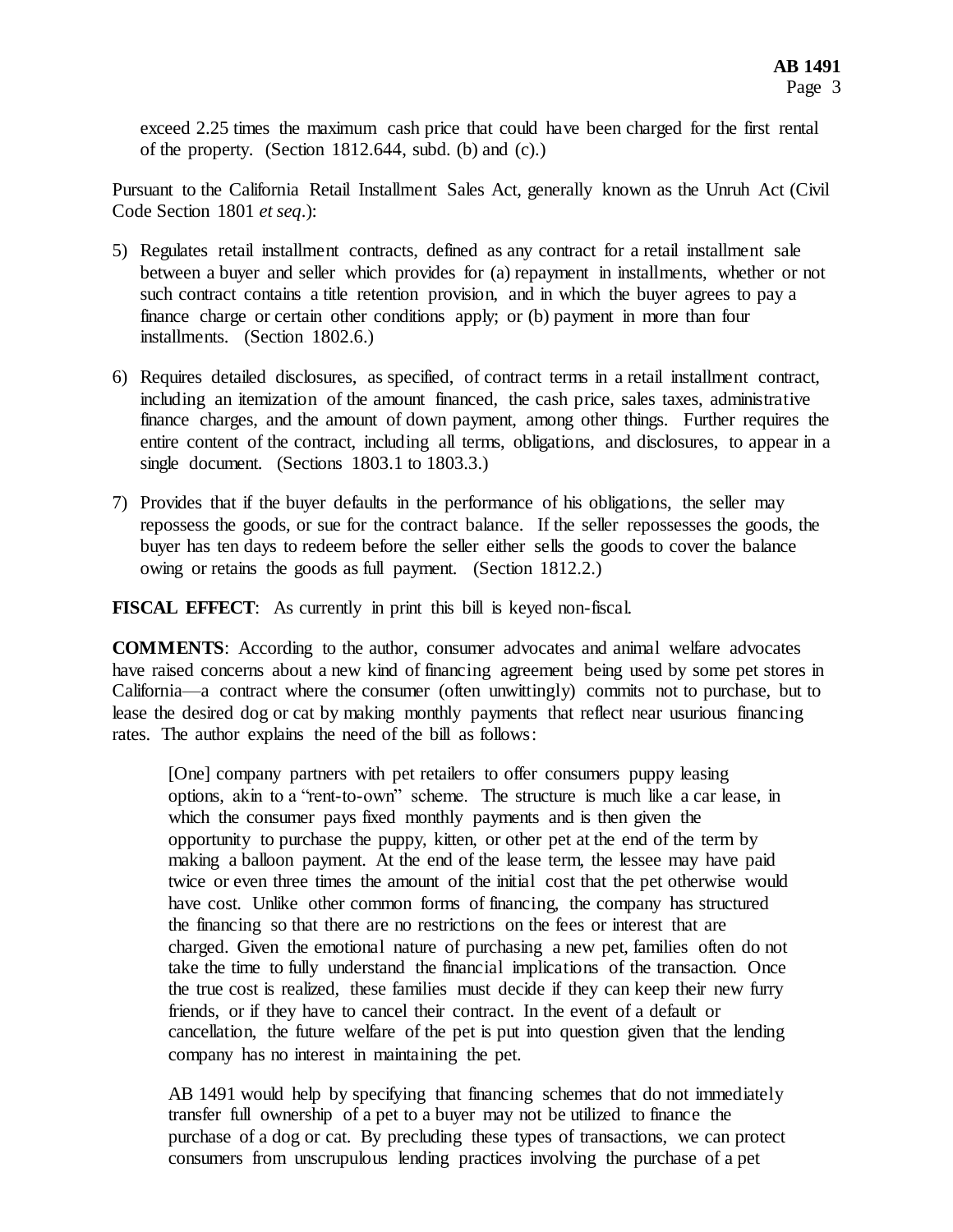exceed 2.25 times the maximum cash price that could have been charged for the first rental of the property. (Section 1812.644, subd. (b) and (c).)

Pursuant to the California Retail Installment Sales Act, generally known as the Unruh Act (Civil Code Section 1801 *et seq*.):

5) Regulates retail installment contracts, defined as any contract for a retail installment sale between a buyer and seller which provides for (a) repayment in installments, whether or not such contract contains a title retention provision, and in which the buyer agrees to pay a finance charge or certain other conditions apply; or (b) payment in more than four installments. (Section 1802.6.)

6) Requires detailed disclosures, as specified, of contract terms in a retail installment contract, including an itemization of the amount financed, the cash price, sales taxes, administrative finance charges, and the amount of down payment, among other things. Further requires the entire content of the contract, including all terms, obligations, and disclosures, to appear in a single document. (Sections 1803.1 to 1803.3.)

7) Provides that if the buyer defaults in the performance of his obligations, the seller may repossess the goods, or sue for the contract balance. If the seller repossesses the goods, the buyer has ten days to redeem before the seller either sells the goods to cover the balance owing or retains the goods as full payment. (Section 1812.2.)

**FISCAL EFFECT**: As currently in print this bill is keyed non-fiscal.

**COMMENTS**: According to the author, consumer advocates and animal welfare advocates have raised concerns about a new kind of financing agreement being used by some pet stores in California—a contract where the consumer (often unwittingly) commits not to purchase, but to lease the desired dog or cat by making monthly payments that reflect near usurious financing rates. The author explains the need of the bill as follows:

> [One] company partners with pet retailers to offer consumers puppy leasing options, akin to a "rent-to-own" scheme. The structure is much like a car lease, in which the consumer pays fixed monthly payments and is then given the opportunity to purchase the puppy, kitten, or other pet at the end of the term by making a balloon payment. At the end of the lease term, the lessee may have paid twice or even three times the amount of the initial cost that the pet otherwise would have cost. Unlike other common forms of financing, the company has structured the financing so that there are no restrictions on the fees or interest that are charged. Given the emotional nature of purchasing a new pet, families often do not take the time to fully understand the financial implications of the transaction. Once the true cost is realized, these families must decide if they can keep their new furry friends, or if they have to cancel their contract. In the event of a default or cancellation, the future welfare of the pet is put into question given that the lending company has no interest in maintaining the pet.
>
> AB 1491 would help by specifying that financing schemes that do not immediately transfer full ownership of a pet to a buyer may not be utilized to finance the purchase of a dog or cat. By precluding these types of transactions, we can protect consumers from unscrupulous lending practices involving the purchase of a pet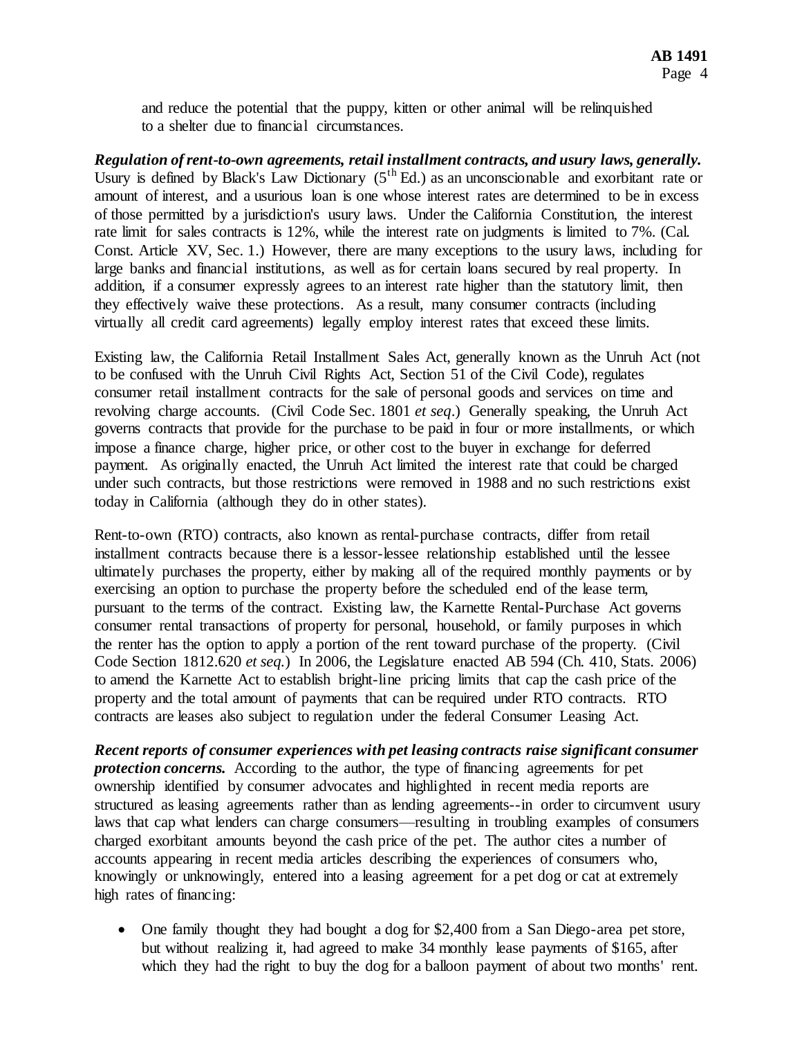and reduce the potential that the puppy, kitten or other animal will be relinquished to a shelter due to financial circumstances.

***Regulation of rent-to-own agreements, retail installment contracts, and usury laws, generally.*** Usury is defined by Black's Law Dictionary (5th Ed.) as an unconscionable and exorbitant rate or amount of interest, and a usurious loan is one whose interest rates are determined to be in excess of those permitted by a jurisdiction's usury laws. Under the California Constitution, the interest rate limit for sales contracts is 12%, while the interest rate on judgments is limited to 7%. (Cal. Const. Article XV, Sec. 1.) However, there are many exceptions to the usury laws, including for large banks and financial institutions, as well as for certain loans secured by real property. In addition, if a consumer expressly agrees to an interest rate higher than the statutory limit, then they effectively waive these protections. As a result, many consumer contracts (including virtually all credit card agreements) legally employ interest rates that exceed these limits.

Existing law, the California Retail Installment Sales Act, generally known as the Unruh Act (not to be confused with the Unruh Civil Rights Act, Section 51 of the Civil Code), regulates consumer retail installment contracts for the sale of personal goods and services on time and revolving charge accounts. (Civil Code Sec. 1801 *et seq*.) Generally speaking, the Unruh Act governs contracts that provide for the purchase to be paid in four or more installments, or which impose a finance charge, higher price, or other cost to the buyer in exchange for deferred payment. As originally enacted, the Unruh Act limited the interest rate that could be charged under such contracts, but those restrictions were removed in 1988 and no such restrictions exist today in California (although they do in other states).

Rent-to-own (RTO) contracts, also known as rental-purchase contracts, differ from retail installment contracts because there is a lessor-lessee relationship established until the lessee ultimately purchases the property, either by making all of the required monthly payments or by exercising an option to purchase the property before the scheduled end of the lease term, pursuant to the terms of the contract. Existing law, the Karnette Rental-Purchase Act governs consumer rental transactions of property for personal, household, or family purposes in which the renter has the option to apply a portion of the rent toward purchase of the property. (Civil Code Section 1812.620 *et seq.*) In 2006, the Legislature enacted AB 594 (Ch. 410, Stats. 2006) to amend the Karnette Act to establish bright-line pricing limits that cap the cash price of the property and the total amount of payments that can be required under RTO contracts. RTO contracts are leases also subject to regulation under the federal Consumer Leasing Act.

***Recent reports of consumer experiences with pet leasing contracts raise significant consumer protection concerns.*** According to the author, the type of financing agreements for pet ownership identified by consumer advocates and highlighted in recent media reports are structured as leasing agreements rather than as lending agreements--in order to circumvent usury laws that cap what lenders can charge consumers—resulting in troubling examples of consumers charged exorbitant amounts beyond the cash price of the pet. The author cites a number of accounts appearing in recent media articles describing the experiences of consumers who, knowingly or unknowingly, entered into a leasing agreement for a pet dog or cat at extremely high rates of financing:

- One family thought they had bought a dog for $2,400 from a San Diego-area pet store, but without realizing it, had agreed to make 34 monthly lease payments of $165, after which they had the right to buy the dog for a balloon payment of about two months' rent.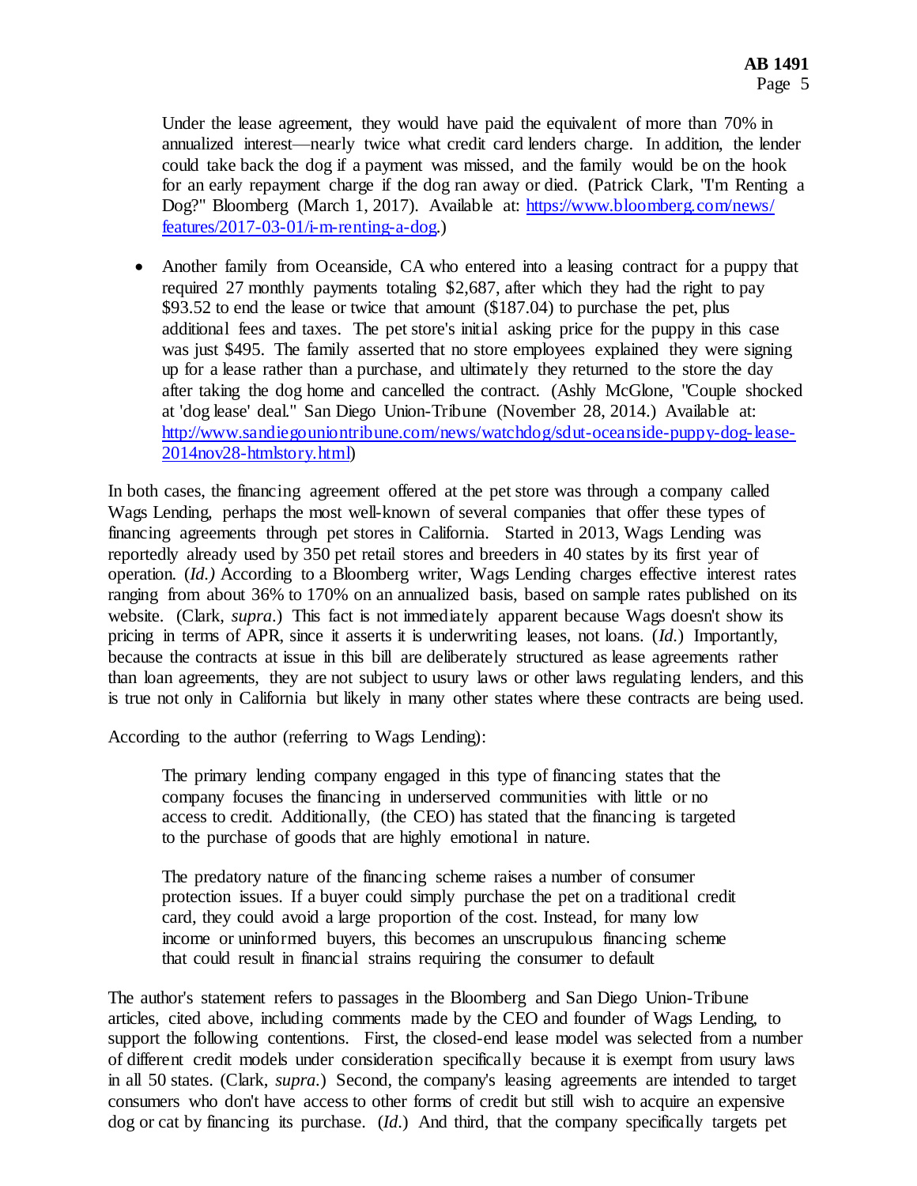Under the lease agreement, they would have paid the equivalent of more than 70% in annualized interest—nearly twice what credit card lenders charge. In addition, the lender could take back the dog if a payment was missed, and the family would be on the hook for an early repayment charge if the dog ran away or died. (Patrick Clark, "I'm Renting a Dog?" Bloomberg (March 1, 2017). Available at: [https://www.bloomberg.com/news/features/2017-03-01/i-m-renting-a-dog](https://www.bloomberg.com/news/features/2017-03-01/i-m-renting-a-dog).)

- Another family from Oceanside, CA who entered into a leasing contract for a puppy that required 27 monthly payments totaling $2,687, after which they had the right to pay $93.52 to end the lease or twice that amount ($187.04) to purchase the pet, plus additional fees and taxes. The pet store's initial asking price for the puppy in this case was just $495. The family asserted that no store employees explained they were signing up for a lease rather than a purchase, and ultimately they returned to the store the day after taking the dog home and cancelled the contract. (Ashly McGlone, "Couple shocked at 'dog lease' deal." San Diego Union-Tribune (November 28, 2014.) Available at: [http://www.sandiegouniontribune.com/news/watchdog/sdut-oceanside-puppy-dog-lease-2014nov28-htmlstory.html](http://www.sandiegouniontribune.com/news/watchdog/sdut-oceanside-puppy-dog-lease-2014nov28-htmlstory.html))

In both cases, the financing agreement offered at the pet store was through a company called Wags Lending, perhaps the most well-known of several companies that offer these types of financing agreements through pet stores in California. Started in 2013, Wags Lending was reportedly already used by 350 pet retail stores and breeders in 40 states by its first year of operation. (*Id.)* According to a Bloomberg writer, Wags Lending charges effective interest rates ranging from about 36% to 170% on an annualized basis, based on sample rates published on its website. (Clark, *supra*.) This fact is not immediately apparent because Wags doesn't show its pricing in terms of APR, since it asserts it is underwriting leases, not loans. (*Id.*) Importantly, because the contracts at issue in this bill are deliberately structured as lease agreements rather than loan agreements, they are not subject to usury laws or other laws regulating lenders, and this is true not only in California but likely in many other states where these contracts are being used.

According to the author (referring to Wags Lending):

> The primary lending company engaged in this type of financing states that the company focuses the financing in underserved communities with little or no access to credit. Additionally, (the CEO) has stated that the financing is targeted to the purchase of goods that are highly emotional in nature.
>
> The predatory nature of the financing scheme raises a number of consumer protection issues. If a buyer could simply purchase the pet on a traditional credit card, they could avoid a large proportion of the cost. Instead, for many low income or uninformed buyers, this becomes an unscrupulous financing scheme that could result in financial strains requiring the consumer to default

The author's statement refers to passages in the Bloomberg and San Diego Union-Tribune articles, cited above, including comments made by the CEO and founder of Wags Lending, to support the following contentions. First, the closed-end lease model was selected from a number of different credit models under consideration specifically because it is exempt from usury laws in all 50 states. (Clark, *supra*.) Second, the company's leasing agreements are intended to target consumers who don't have access to other forms of credit but still wish to acquire an expensive dog or cat by financing its purchase. (*Id.*) And third, that the company specifically targets pet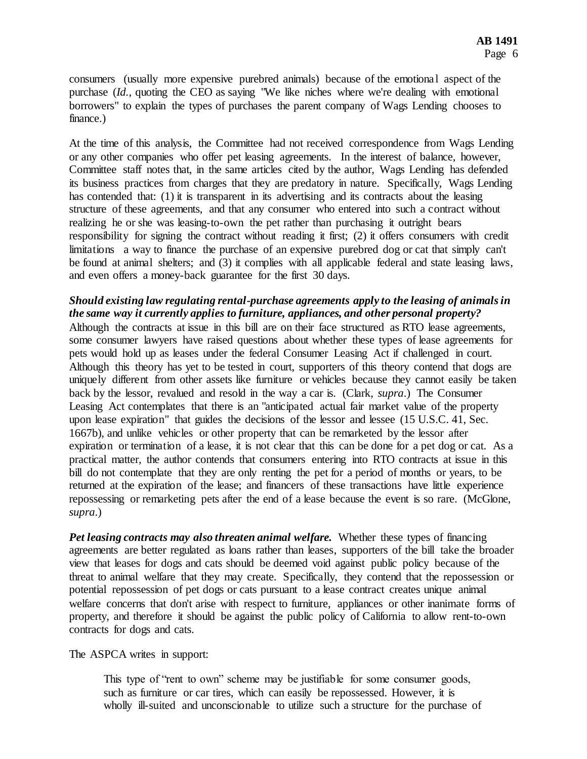consumers (usually more expensive purebred animals) because of the emotional aspect of the purchase (*Id.*, quoting the CEO as saying "We like niches where we're dealing with emotional borrowers" to explain the types of purchases the parent company of Wags Lending chooses to finance.)

At the time of this analysis, the Committee had not received correspondence from Wags Lending or any other companies who offer pet leasing agreements. In the interest of balance, however, Committee staff notes that, in the same articles cited by the author, Wags Lending has defended its business practices from charges that they are predatory in nature. Specifically, Wags Lending has contended that: (1) it is transparent in its advertising and its contracts about the leasing structure of these agreements, and that any consumer who entered into such a contract without realizing he or she was leasing-to-own the pet rather than purchasing it outright bears responsibility for signing the contract without reading it first; (2) it offers consumers with credit limitations a way to finance the purchase of an expensive purebred dog or cat that simply can't be found at animal shelters; and (3) it complies with all applicable federal and state leasing laws, and even offers a money-back guarantee for the first 30 days.

***Should existing law regulating rental-purchase agreements apply to the leasing of animals in the same way it currently applies to furniture, appliances, and other personal property?*** Although the contracts at issue in this bill are on their face structured as RTO lease agreements, some consumer lawyers have raised questions about whether these types of lease agreements for pets would hold up as leases under the federal Consumer Leasing Act if challenged in court. Although this theory has yet to be tested in court, supporters of this theory contend that dogs are uniquely different from other assets like furniture or vehicles because they cannot easily be taken back by the lessor, revalued and resold in the way a car is. (Clark, *supra*.) The Consumer Leasing Act contemplates that there is an "anticipated actual fair market value of the property upon lease expiration" that guides the decisions of the lessor and lessee (15 U.S.C. 41, Sec. 1667b), and unlike vehicles or other property that can be remarketed by the lessor after expiration or termination of a lease, it is not clear that this can be done for a pet dog or cat. As a practical matter, the author contends that consumers entering into RTO contracts at issue in this bill do not contemplate that they are only renting the pet for a period of months or years, to be returned at the expiration of the lease; and financers of these transactions have little experience repossessing or remarketing pets after the end of a lease because the event is so rare. (McGlone, *supra*.)

***Pet leasing contracts may also threaten animal welfare.*** Whether these types of financing agreements are better regulated as loans rather than leases, supporters of the bill take the broader view that leases for dogs and cats should be deemed void against public policy because of the threat to animal welfare that they may create. Specifically, they contend that the repossession or potential repossession of pet dogs or cats pursuant to a lease contract creates unique animal welfare concerns that don't arise with respect to furniture, appliances or other inanimate forms of property, and therefore it should be against the public policy of California to allow rent-to-own contracts for dogs and cats.

The ASPCA writes in support:

> This type of "rent to own" scheme may be justifiable for some consumer goods, such as furniture or car tires, which can easily be repossessed. However, it is wholly ill-suited and unconscionable to utilize such a structure for the purchase of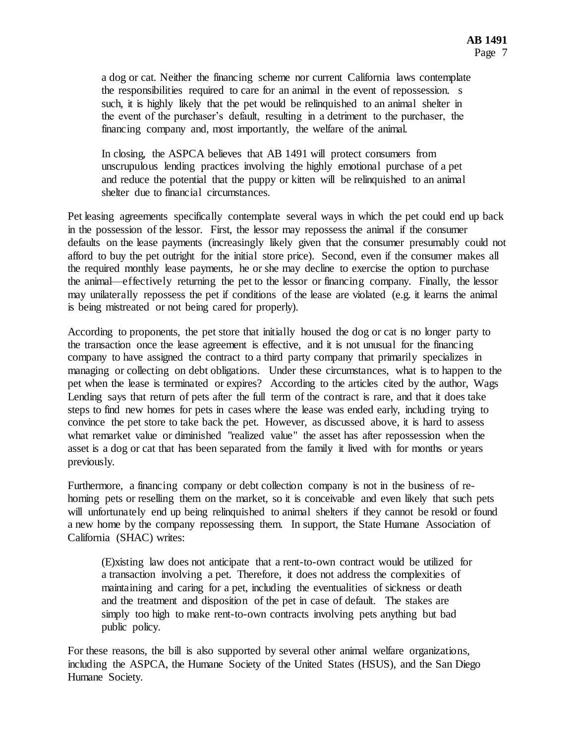a dog or cat. Neither the financing scheme nor current California laws contemplate the responsibilities required to care for an animal in the event of repossession. s such, it is highly likely that the pet would be relinquished to an animal shelter in the event of the purchaser's default, resulting in a detriment to the purchaser, the financing company and, most importantly, the welfare of the animal.

> In closing, the ASPCA believes that AB 1491 will protect consumers from unscrupulous lending practices involving the highly emotional purchase of a pet and reduce the potential that the puppy or kitten will be relinquished to an animal shelter due to financial circumstances.

Pet leasing agreements specifically contemplate several ways in which the pet could end up back in the possession of the lessor. First, the lessor may repossess the animal if the consumer defaults on the lease payments (increasingly likely given that the consumer presumably could not afford to buy the pet outright for the initial store price). Second, even if the consumer makes all the required monthly lease payments, he or she may decline to exercise the option to purchase the animal—effectively returning the pet to the lessor or financing company. Finally, the lessor may unilaterally repossess the pet if conditions of the lease are violated (e.g. it learns the animal is being mistreated or not being cared for properly).

According to proponents, the pet store that initially housed the dog or cat is no longer party to the transaction once the lease agreement is effective, and it is not unusual for the financing company to have assigned the contract to a third party company that primarily specializes in managing or collecting on debt obligations. Under these circumstances, what is to happen to the pet when the lease is terminated or expires? According to the articles cited by the author, Wags Lending says that return of pets after the full term of the contract is rare, and that it does take steps to find new homes for pets in cases where the lease was ended early, including trying to convince the pet store to take back the pet. However, as discussed above, it is hard to assess what remarket value or diminished "realized value" the asset has after repossession when the asset is a dog or cat that has been separated from the family it lived with for months or years previously.

Furthermore, a financing company or debt collection company is not in the business of re-homing pets or reselling them on the market, so it is conceivable and even likely that such pets will unfortunately end up being relinquished to animal shelters if they cannot be resold or found a new home by the company repossessing them. In support, the State Humane Association of California (SHAC) writes:

> (E)xisting law does not anticipate that a rent-to-own contract would be utilized for a transaction involving a pet. Therefore, it does not address the complexities of maintaining and caring for a pet, including the eventualities of sickness or death and the treatment and disposition of the pet in case of default. The stakes are simply too high to make rent-to-own contracts involving pets anything but bad public policy.

For these reasons, the bill is also supported by several other animal welfare organizations, including the ASPCA, the Humane Society of the United States (HSUS), and the San Diego Humane Society.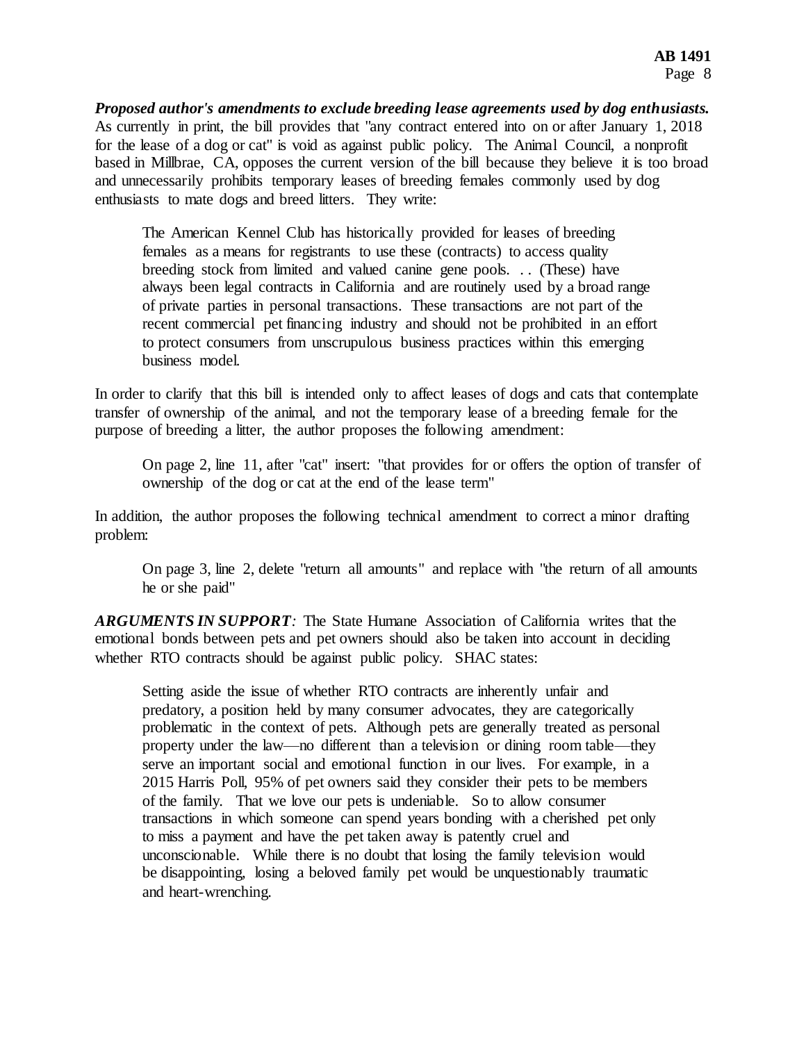***Proposed author's amendments to exclude breeding lease agreements used by dog enthusiasts.*** As currently in print, the bill provides that "any contract entered into on or after January 1, 2018 for the lease of a dog or cat" is void as against public policy. The Animal Council, a nonprofit based in Millbrae, CA, opposes the current version of the bill because they believe it is too broad and unnecessarily prohibits temporary leases of breeding females commonly used by dog enthusiasts to mate dogs and breed litters. They write:

> The American Kennel Club has historically provided for leases of breeding females as a means for registrants to use these (contracts) to access quality breeding stock from limited and valued canine gene pools. . . (These) have always been legal contracts in California and are routinely used by a broad range of private parties in personal transactions. These transactions are not part of the recent commercial pet financing industry and should not be prohibited in an effort to protect consumers from unscrupulous business practices within this emerging business model.

In order to clarify that this bill is intended only to affect leases of dogs and cats that contemplate transfer of ownership of the animal, and not the temporary lease of a breeding female for the purpose of breeding a litter, the author proposes the following amendment:

> On page 2, line 11, after "cat" insert: "that provides for or offers the option of transfer of ownership of the dog or cat at the end of the lease term"

In addition, the author proposes the following technical amendment to correct a minor drafting problem:

> On page 3, line 2, delete "return all amounts" and replace with "the return of all amounts he or she paid"

***ARGUMENTS IN SUPPORT:*** The State Humane Association of California writes that the emotional bonds between pets and pet owners should also be taken into account in deciding whether RTO contracts should be against public policy. SHAC states:

> Setting aside the issue of whether RTO contracts are inherently unfair and predatory, a position held by many consumer advocates, they are categorically problematic in the context of pets. Although pets are generally treated as personal property under the law—no different than a television or dining room table—they serve an important social and emotional function in our lives. For example, in a 2015 Harris Poll, 95% of pet owners said they consider their pets to be members of the family. That we love our pets is undeniable. So to allow consumer transactions in which someone can spend years bonding with a cherished pet only to miss a payment and have the pet taken away is patently cruel and unconscionable. While there is no doubt that losing the family television would be disappointing, losing a beloved family pet would be unquestionably traumatic and heart-wrenching.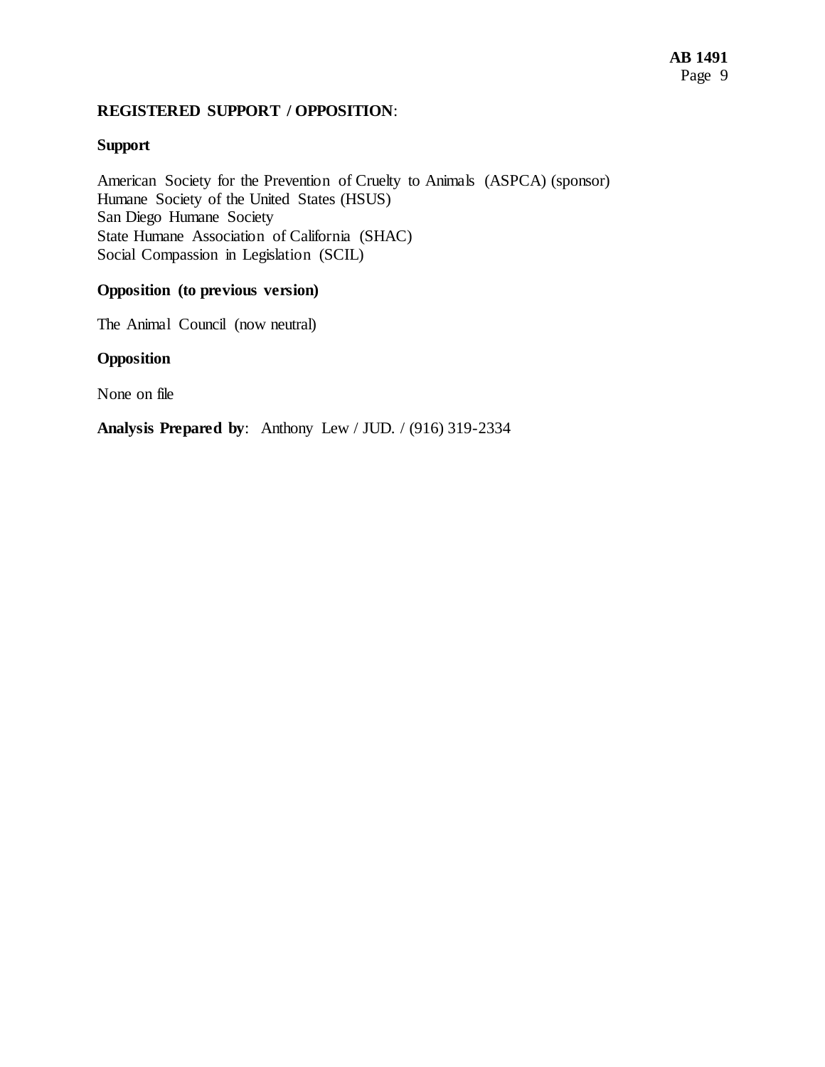**REGISTERED SUPPORT / OPPOSITION**:

**Support**

American Society for the Prevention of Cruelty to Animals (ASPCA) (sponsor)
Humane Society of the United States (HSUS)
San Diego Humane Society
State Humane Association of California (SHAC)
Social Compassion in Legislation (SCIL)

**Opposition (to previous version)**

The Animal Council (now neutral)

**Opposition**

None on file

**Analysis Prepared by**: Anthony Lew / JUD. / (916) 319-2334